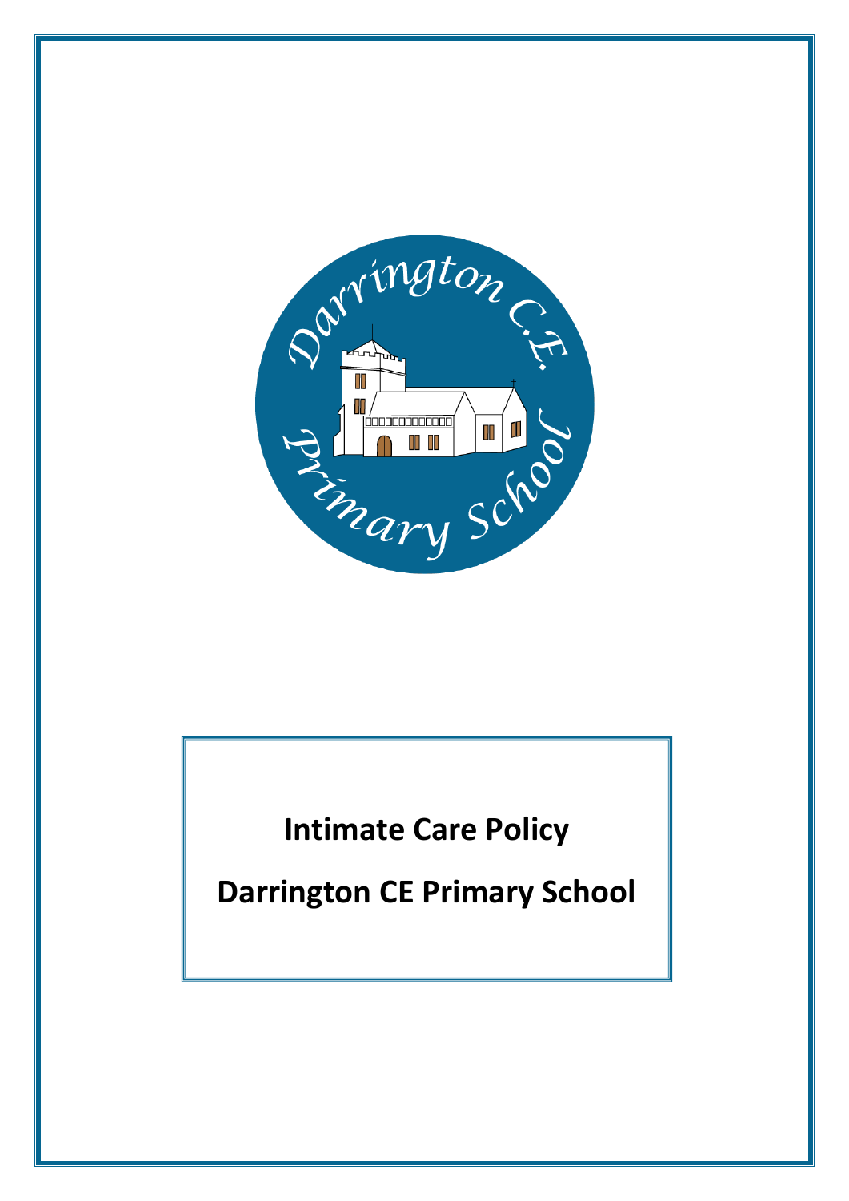# Intimate Care Policy

# Darrington CE Primary School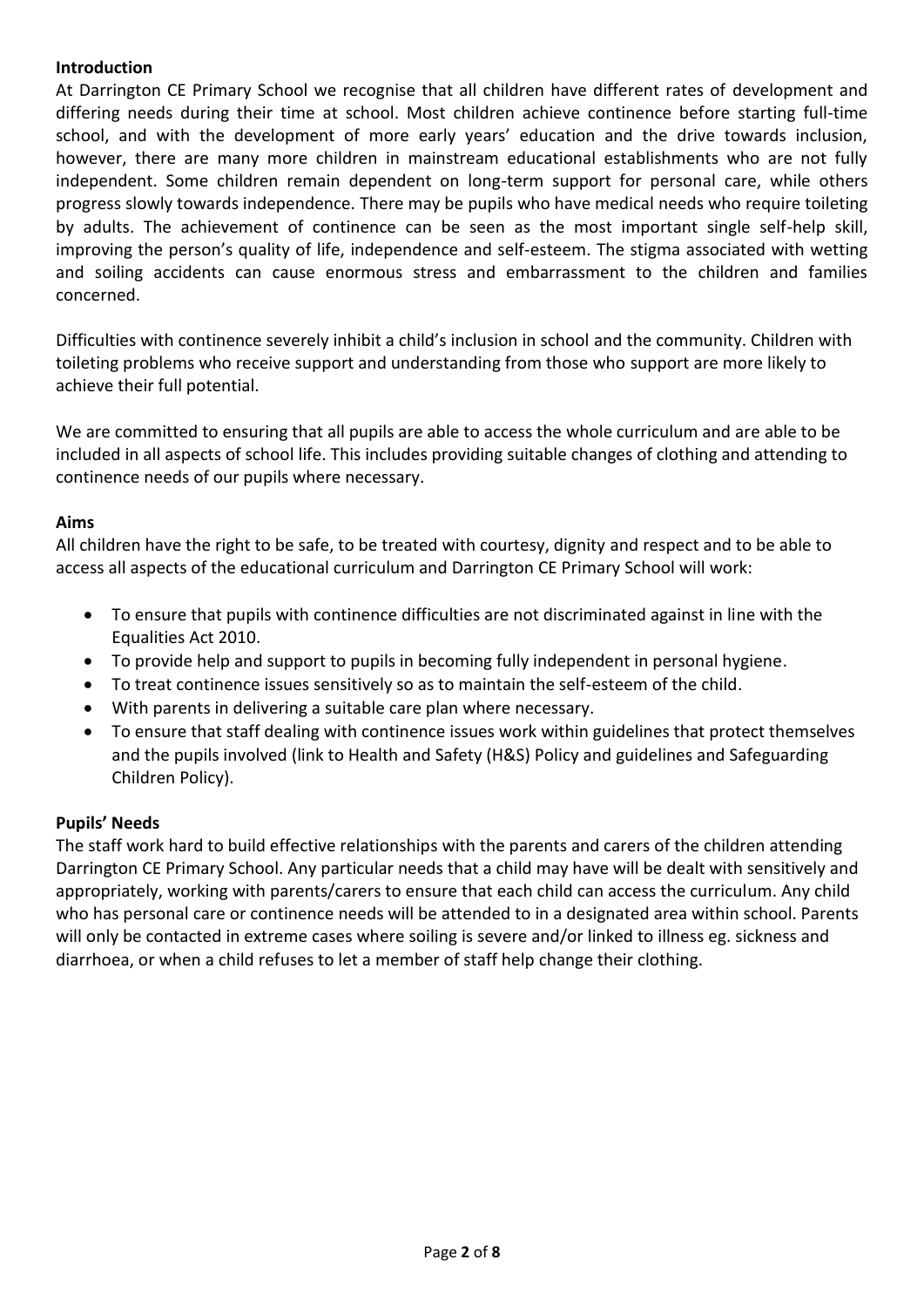**Introduction**

At Darrington CE Primary School we recognise that all children have different rates of development and differing needs during their time at school. Most children achieve continence before starting full-time school, and with the development of more early years' education and the drive towards inclusion, however, there are many more children in mainstream educational establishments who are not fully independent. Some children remain dependent on long-term support for personal care, while others progress slowly towards independence. There may be pupils who have medical needs who require toileting by adults. The achievement of continence can be seen as the most important single self-help skill, improving the person's quality of life, independence and self-esteem. The stigma associated with wetting and soiling accidents can cause enormous stress and embarrassment to the children and families concerned.

Difficulties with continence severely inhibit a child's inclusion in school and the community. Children with toileting problems who receive support and understanding from those who support are more likely to achieve their full potential.

We are committed to ensuring that all pupils are able to access the whole curriculum and are able to be included in all aspects of school life. This includes providing suitable changes of clothing and attending to continence needs of our pupils where necessary.

**Aims**

All children have the right to be safe, to be treated with courtesy, dignity and respect and to be able to access all aspects of the educational curriculum and Darrington CE Primary School will work:

- To ensure that pupils with continence difficulties are not discriminated against in line with the Equalities Act 2010.
- To provide help and support to pupils in becoming fully independent in personal hygiene.
- To treat continence issues sensitively so as to maintain the self-esteem of the child.
- With parents in delivering a suitable care plan where necessary.
- To ensure that staff dealing with continence issues work within guidelines that protect themselves and the pupils involved (link to Health and Safety (H&S) Policy and guidelines and Safeguarding Children Policy).

**Pupils' Needs**

The staff work hard to build effective relationships with the parents and carers of the children attending Darrington CE Primary School. Any particular needs that a child may have will be dealt with sensitively and appropriately, working with parents/carers to ensure that each child can access the curriculum. Any child who has personal care or continence needs will be attended to in a designated area within school. Parents will only be contacted in extreme cases where soiling is severe and/or linked to illness eg. sickness and diarrhoea, or when a child refuses to let a member of staff help change their clothing.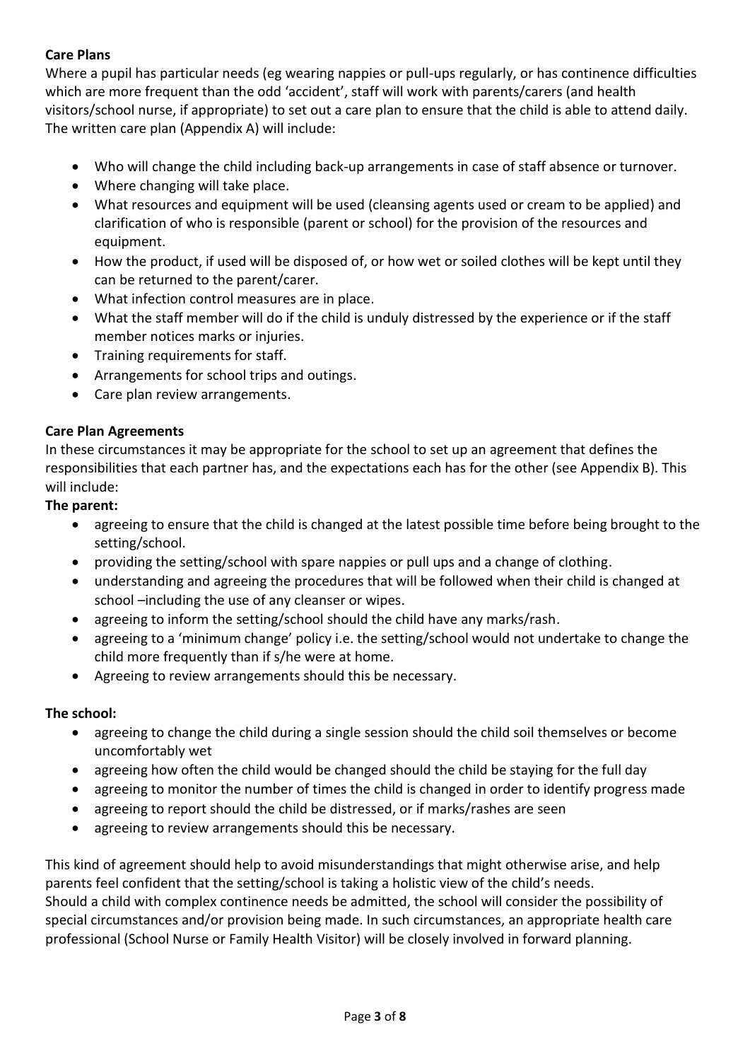**Care Plans**

Where a pupil has particular needs (eg wearing nappies or pull-ups regularly, or has continence difficulties which are more frequent than the odd 'accident', staff will work with parents/carers (and health visitors/school nurse, if appropriate) to set out a care plan to ensure that the child is able to attend daily. The written care plan (Appendix A) will include:

- Who will change the child including back-up arrangements in case of staff absence or turnover.
- Where changing will take place.
- What resources and equipment will be used (cleansing agents used or cream to be applied) and clarification of who is responsible (parent or school) for the provision of the resources and equipment.
- How the product, if used will be disposed of, or how wet or soiled clothes will be kept until they can be returned to the parent/carer.
- What infection control measures are in place.
- What the staff member will do if the child is unduly distressed by the experience or if the staff member notices marks or injuries.
- Training requirements for staff.
- Arrangements for school trips and outings.
- Care plan review arrangements.

**Care Plan Agreements**

In these circumstances it may be appropriate for the school to set up an agreement that defines the responsibilities that each partner has, and the expectations each has for the other (see Appendix B). This will include:

**The parent:**

- agreeing to ensure that the child is changed at the latest possible time before being brought to the setting/school.
- providing the setting/school with spare nappies or pull ups and a change of clothing.
- understanding and agreeing the procedures that will be followed when their child is changed at school –including the use of any cleanser or wipes.
- agreeing to inform the setting/school should the child have any marks/rash.
- agreeing to a 'minimum change' policy i.e. the setting/school would not undertake to change the child more frequently than if s/he were at home.
- Agreeing to review arrangements should this be necessary.

**The school:**

- agreeing to change the child during a single session should the child soil themselves or become uncomfortably wet
- agreeing how often the child would be changed should the child be staying for the full day
- agreeing to monitor the number of times the child is changed in order to identify progress made
- agreeing to report should the child be distressed, or if marks/rashes are seen
- agreeing to review arrangements should this be necessary.

This kind of agreement should help to avoid misunderstandings that might otherwise arise, and help parents feel confident that the setting/school is taking a holistic view of the child's needs.
Should a child with complex continence needs be admitted, the school will consider the possibility of special circumstances and/or provision being made. In such circumstances, an appropriate health care professional (School Nurse or Family Health Visitor) will be closely involved in forward planning.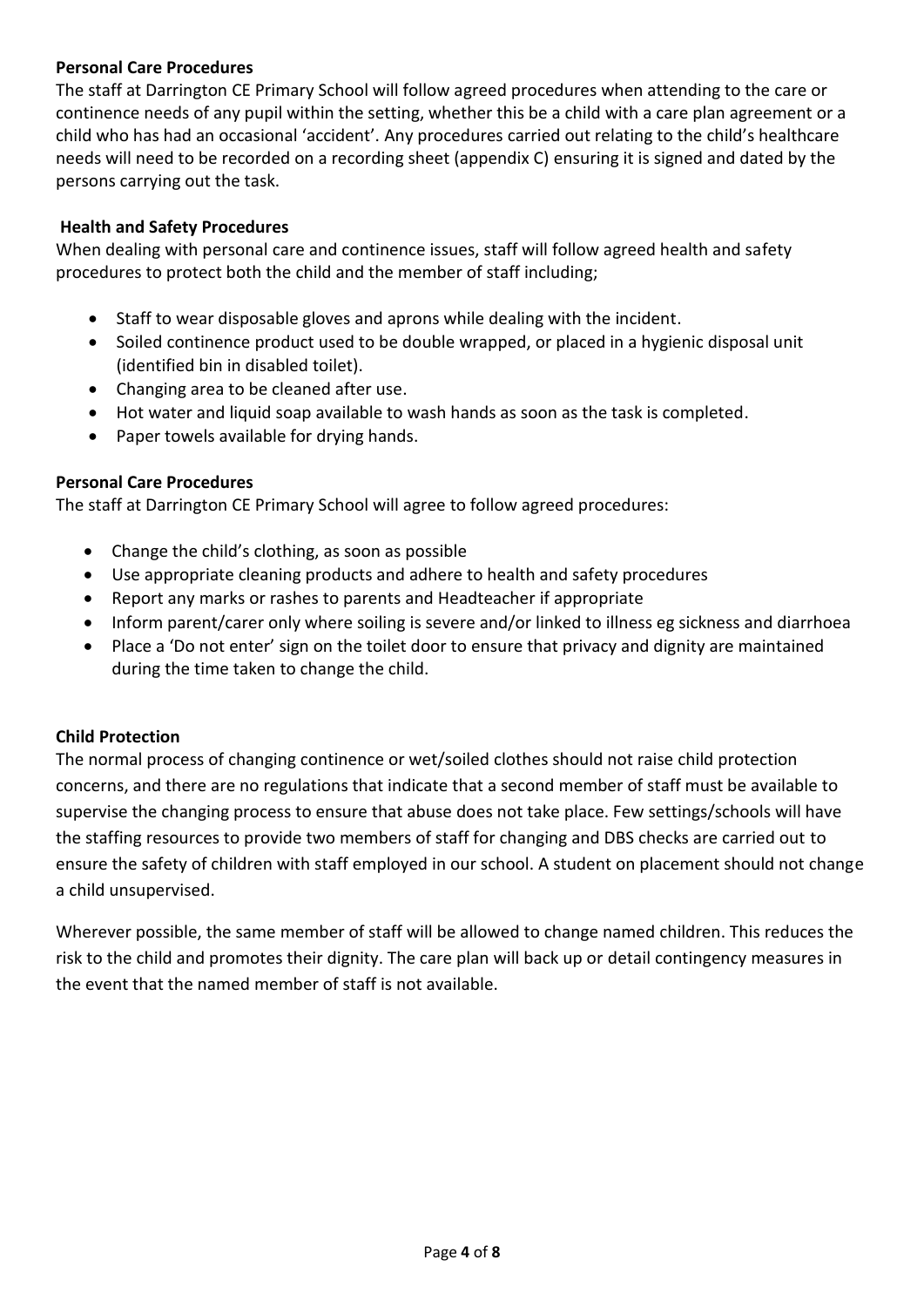**Personal Care Procedures**

The staff at Darrington CE Primary School will follow agreed procedures when attending to the care or continence needs of any pupil within the setting, whether this be a child with a care plan agreement or a child who has had an occasional 'accident'. Any procedures carried out relating to the child's healthcare needs will need to be recorded on a recording sheet (appendix C) ensuring it is signed and dated by the persons carrying out the task.

**Health and Safety Procedures**

When dealing with personal care and continence issues, staff will follow agreed health and safety procedures to protect both the child and the member of staff including;

- Staff to wear disposable gloves and aprons while dealing with the incident.
- Soiled continence product used to be double wrapped, or placed in a hygienic disposal unit (identified bin in disabled toilet).
- Changing area to be cleaned after use.
- Hot water and liquid soap available to wash hands as soon as the task is completed.
- Paper towels available for drying hands.

**Personal Care Procedures**

The staff at Darrington CE Primary School will agree to follow agreed procedures:

- Change the child's clothing, as soon as possible
- Use appropriate cleaning products and adhere to health and safety procedures
- Report any marks or rashes to parents and Headteacher if appropriate
- Inform parent/carer only where soiling is severe and/or linked to illness eg sickness and diarrhoea
- Place a 'Do not enter' sign on the toilet door to ensure that privacy and dignity are maintained during the time taken to change the child.

**Child Protection**

The normal process of changing continence or wet/soiled clothes should not raise child protection concerns, and there are no regulations that indicate that a second member of staff must be available to supervise the changing process to ensure that abuse does not take place. Few settings/schools will have the staffing resources to provide two members of staff for changing and DBS checks are carried out to ensure the safety of children with staff employed in our school. A student on placement should not change a child unsupervised.

Wherever possible, the same member of staff will be allowed to change named children. This reduces the risk to the child and promotes their dignity. The care plan will back up or detail contingency measures in the event that the named member of staff is not available.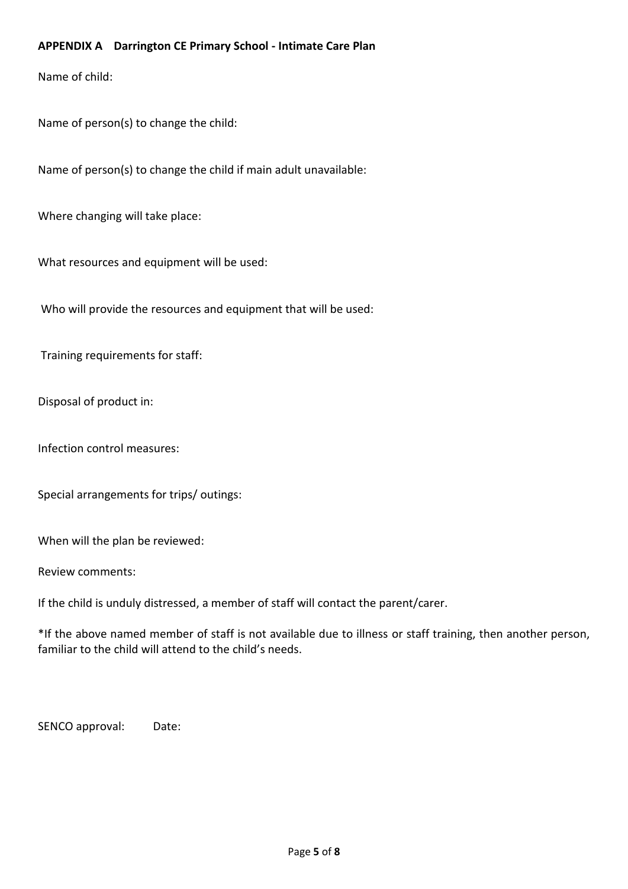**APPENDIX A Darrington CE Primary School - Intimate Care Plan**

Name of child:

Name of person(s) to change the child:

Name of person(s) to change the child if main adult unavailable:

Where changing will take place:

What resources and equipment will be used:

Who will provide the resources and equipment that will be used:

Training requirements for staff:

Disposal of product in:

Infection control measures:

Special arrangements for trips/ outings:

When will the plan be reviewed:

Review comments:

If the child is unduly distressed, a member of staff will contact the parent/carer.

*If the above named member of staff is not available due to illness or staff training, then another person, familiar to the child will attend to the child's needs.

SENCO approval: Date: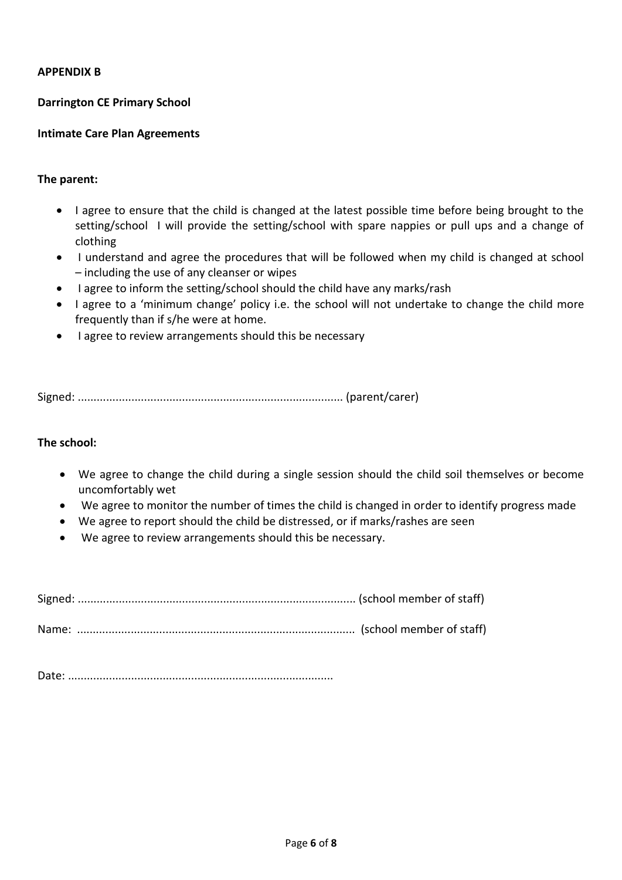**APPENDIX B**

**Darrington CE Primary School**

**Intimate Care Plan Agreements**

**The parent:**

- I agree to ensure that the child is changed at the latest possible time before being brought to the setting/school I will provide the setting/school with spare nappies or pull ups and a change of clothing
- I understand and agree the procedures that will be followed when my child is changed at school – including the use of any cleanser or wipes
- I agree to inform the setting/school should the child have any marks/rash
- I agree to a 'minimum change' policy i.e. the school will not undertake to change the child more frequently than if s/he were at home.
- I agree to review arrangements should this be necessary

Signed: ................................................................................... (parent/carer)

**The school:**

- We agree to change the child during a single session should the child soil themselves or become uncomfortably wet
- We agree to monitor the number of times the child is changed in order to identify progress made
- We agree to report should the child be distressed, or if marks/rashes are seen
- We agree to review arrangements should this be necessary.

Signed: ....................................................................................... (school member of staff)

Name: ....................................................................................... (school member of staff)

Date: ...................................................................................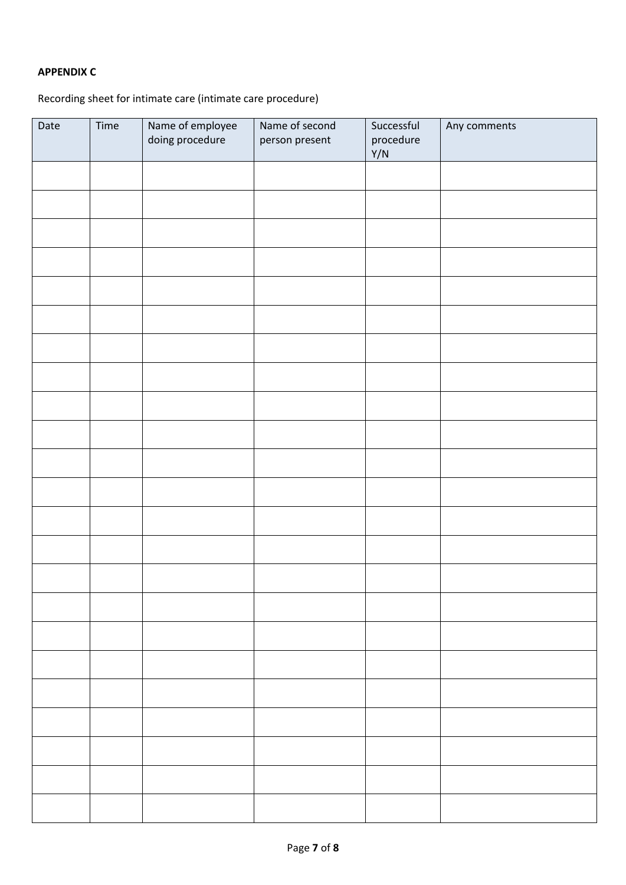**APPENDIX C**

Recording sheet for intimate care (intimate care procedure)

| Date | Time | Name of employee doing procedure | Name of second person present | Successful procedure Y/N | Any comments |
|---|---|---|---|---|---|
| | | | | | |
| | | | | | |
| | | | | | |
| | | | | | |
| | | | | | |
| | | | | | |
| | | | | | |
| | | | | | |
| | | | | | |
| | | | | | |
| | | | | | |
| | | | | | |
| | | | | | |
| | | | | | |
| | | | | | |
| | | | | | |
| | | | | | |
| | | | | | |
| | | | | | |
| | | | | | |
| | | | | | |
| | | | | | |
| | | | | | |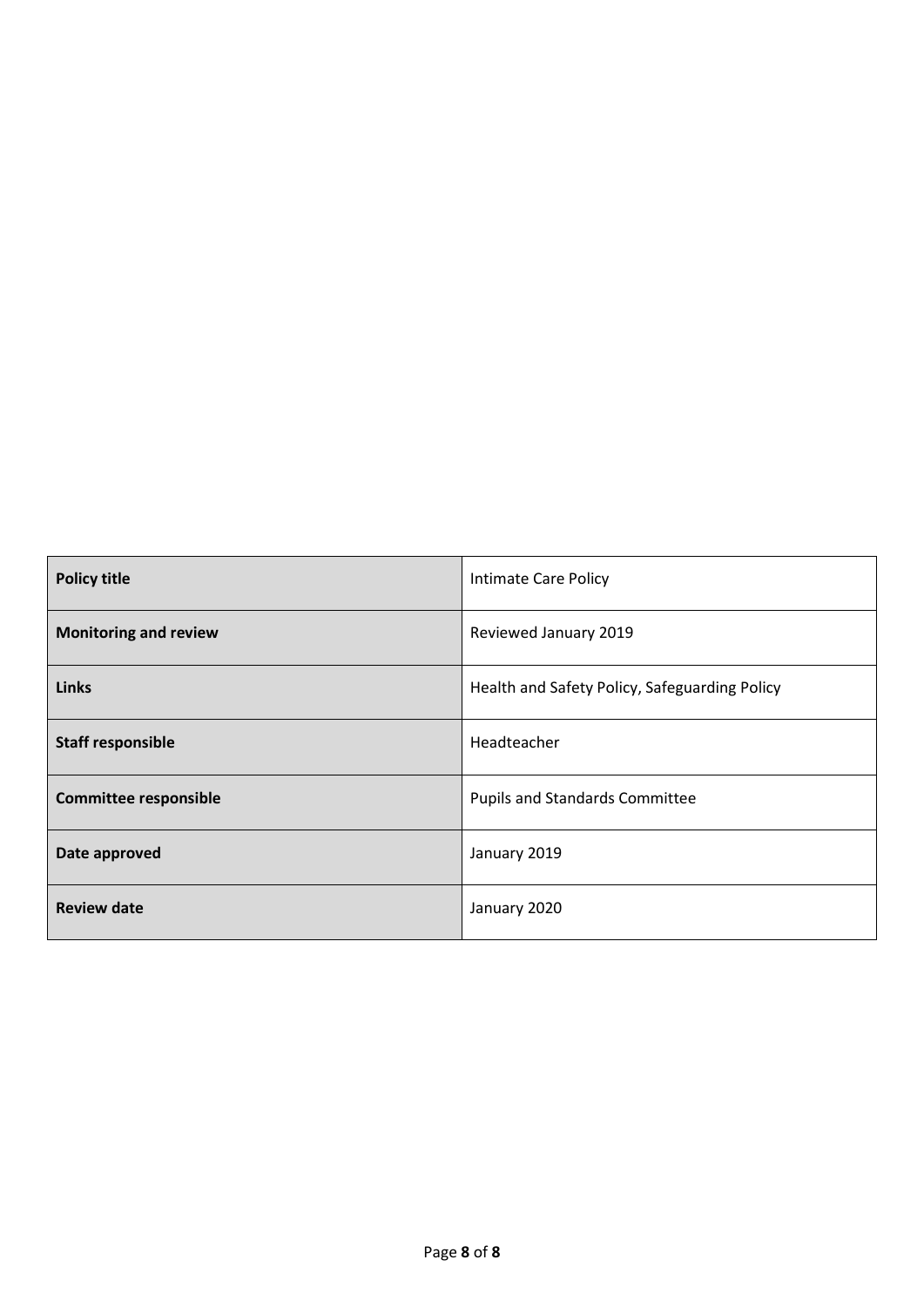| | |
|---|---|
| **Policy title** | Intimate Care Policy |
| **Monitoring and review** | Reviewed January 2019 |
| **Links** | Health and Safety Policy, Safeguarding Policy |
| **Staff responsible** | Headteacher |
| **Committee responsible** | Pupils and Standards Committee |
| **Date approved** | January 2019 |
| **Review date** | January 2020 |